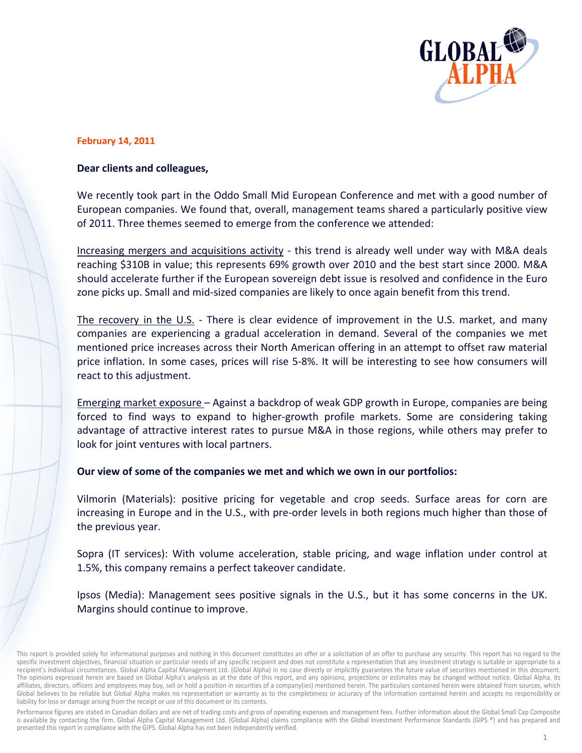**February 14, 2011**

**Dear clients and colleagues,**

We recently took part in the Oddo Small Mid European Conference and met with a good number of European companies. We found that, overall, management teams shared a particularly positive view of 2011. Three themes seemed to emerge from the conference we attended:

Increasing mergers and acquisitions activity - this trend is already well under way with M&A deals reaching $310B in value; this represents 69% growth over 2010 and the best start since 2000. M&A should accelerate further if the European sovereign debt issue is resolved and confidence in the Euro zone picks up. Small and mid-sized companies are likely to once again benefit from this trend.

The recovery in the U.S. - There is clear evidence of improvement in the U.S. market, and many companies are experiencing a gradual acceleration in demand. Several of the companies we met mentioned price increases across their North American offering in an attempt to offset raw material price inflation. In some cases, prices will rise 5-8%. It will be interesting to see how consumers will react to this adjustment.

Emerging market exposure – Against a backdrop of weak GDP growth in Europe, companies are being forced to find ways to expand to higher-growth profile markets. Some are considering taking advantage of attractive interest rates to pursue M&A in those regions, while others may prefer to look for joint ventures with local partners.

**Our view of some of the companies we met and which we own in our portfolios:**

Vilmorin (Materials): positive pricing for vegetable and crop seeds. Surface areas for corn are increasing in Europe and in the U.S., with pre-order levels in both regions much higher than those of the previous year.

Sopra (IT services): With volume acceleration, stable pricing, and wage inflation under control at 1.5%, this company remains a perfect takeover candidate.

Ipsos (Media): Management sees positive signals in the U.S., but it has some concerns in the UK. Margins should continue to improve.

This report is provided solely for informational purposes and nothing in this document constitutes an offer or a solicitation of an offer to purchase any security. This report has no regard to the specific investment objectives, financial situation or particular needs of any specific recipient and does not constitute a representation that any investment strategy is suitable or appropriate to a recipient's individual circumstances. Global Alpha Capital Management Ltd. (Global Alpha) in no case directly or implicitly guarantees the future value of securities mentioned in this document. The opinions expressed herein are based on Global Alpha's analysis as at the date of this report, and any opinions, projections or estimates may be changed without notice. Global Alpha, its affiliates, directors, officers and employees may buy, sell or hold a position in securities of a company(ies) mentioned herein. The particulars contained herein were obtained from sources, which Global believes to be reliable but Global Alpha makes no representation or warranty as to the completeness or accuracy of the information contained herein and accepts no responsibility or liability for loss or damage arising from the receipt or use of this document or its contents.

Performance figures are stated in Canadian dollars and are net of trading costs and gross of operating expenses and management fees. Further information about the Global Small Cap Composite is available by contacting the firm. Global Alpha Capital Management Ltd. (Global Alpha) claims compliance with the Global Investment Performance Standards (GIPS ®) and has prepared and presented this report in compliance with the GIPS. Global Alpha has not been independently verified.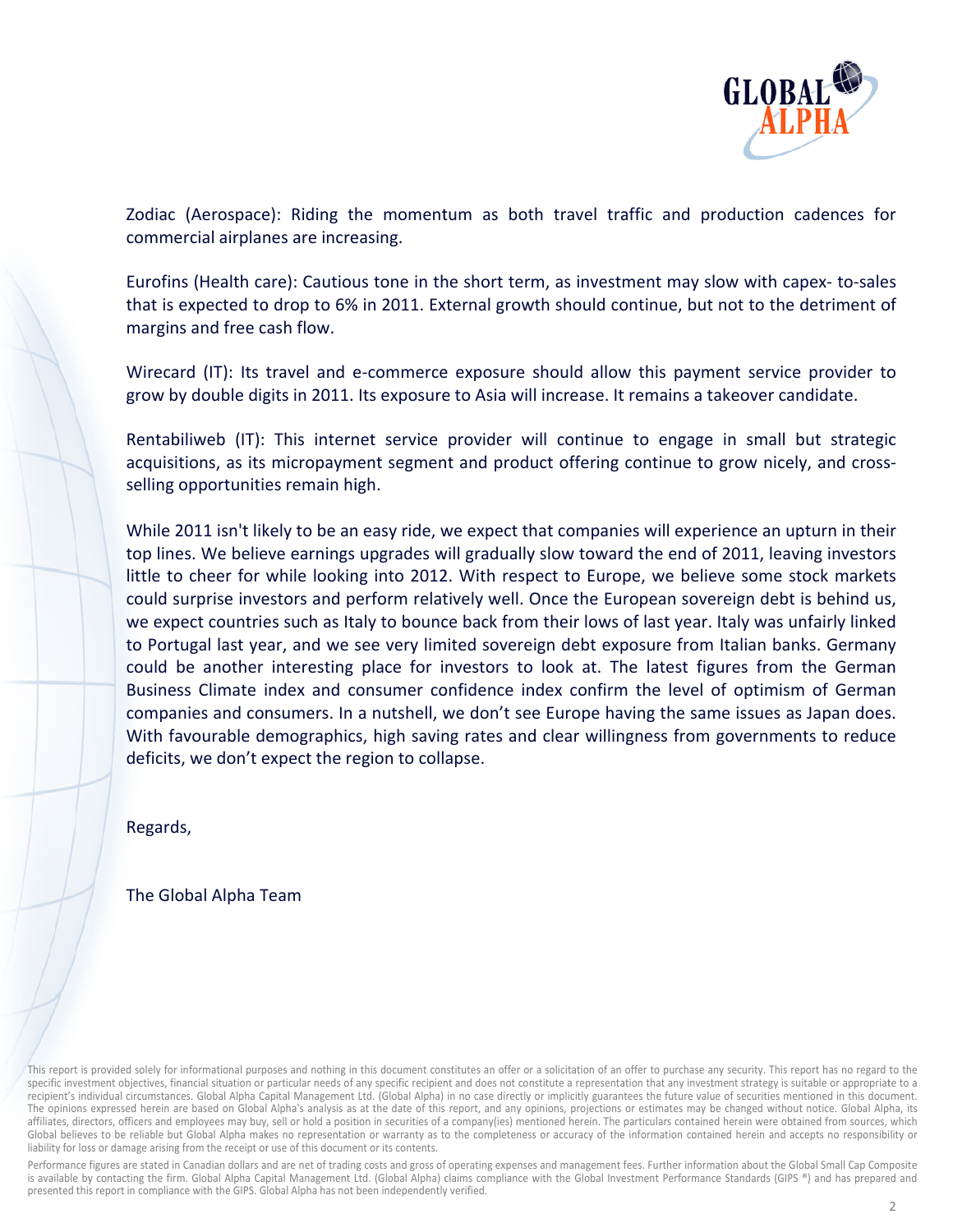Zodiac (Aerospace): Riding the momentum as both travel traffic and production cadences for commercial airplanes are increasing.

Eurofins (Health care): Cautious tone in the short term, as investment may slow with capex- to-sales that is expected to drop to 6% in 2011. External growth should continue, but not to the detriment of margins and free cash flow.

Wirecard (IT): Its travel and e-commerce exposure should allow this payment service provider to grow by double digits in 2011. Its exposure to Asia will increase. It remains a takeover candidate.

Rentabiliweb (IT): This internet service provider will continue to engage in small but strategic acquisitions, as its micropayment segment and product offering continue to grow nicely, and cross-selling opportunities remain high.

While 2011 isn't likely to be an easy ride, we expect that companies will experience an upturn in their top lines. We believe earnings upgrades will gradually slow toward the end of 2011, leaving investors little to cheer for while looking into 2012. With respect to Europe, we believe some stock markets could surprise investors and perform relatively well. Once the European sovereign debt is behind us, we expect countries such as Italy to bounce back from their lows of last year. Italy was unfairly linked to Portugal last year, and we see very limited sovereign debt exposure from Italian banks. Germany could be another interesting place for investors to look at. The latest figures from the German Business Climate index and consumer confidence index confirm the level of optimism of German companies and consumers. In a nutshell, we don't see Europe having the same issues as Japan does. With favourable demographics, high saving rates and clear willingness from governments to reduce deficits, we don't expect the region to collapse.

Regards,

The Global Alpha Team

This report is provided solely for informational purposes and nothing in this document constitutes an offer or a solicitation of an offer to purchase any security. This report has no regard to the specific investment objectives, financial situation or particular needs of any specific recipient and does not constitute a representation that any investment strategy is suitable or appropriate to a recipient's individual circumstances. Global Alpha Capital Management Ltd. (Global Alpha) in no case directly or implicitly guarantees the future value of securities mentioned in this document. The opinions expressed herein are based on Global Alpha's analysis as at the date of this report, and any opinions, projections or estimates may be changed without notice. Global Alpha, its affiliates, directors, officers and employees may buy, sell or hold a position in securities of a company(ies) mentioned herein. The particulars contained herein were obtained from sources, which Global believes to be reliable but Global Alpha makes no representation or warranty as to the completeness or accuracy of the information contained herein and accepts no responsibility or liability for loss or damage arising from the receipt or use of this document or its contents.

Performance figures are stated in Canadian dollars and are net of trading costs and gross of operating expenses and management fees. Further information about the Global Small Cap Composite is available by contacting the firm. Global Alpha Capital Management Ltd. (Global Alpha) claims compliance with the Global Investment Performance Standards (GIPS ®) and has prepared and presented this report in compliance with the GIPS. Global Alpha has not been independently verified.